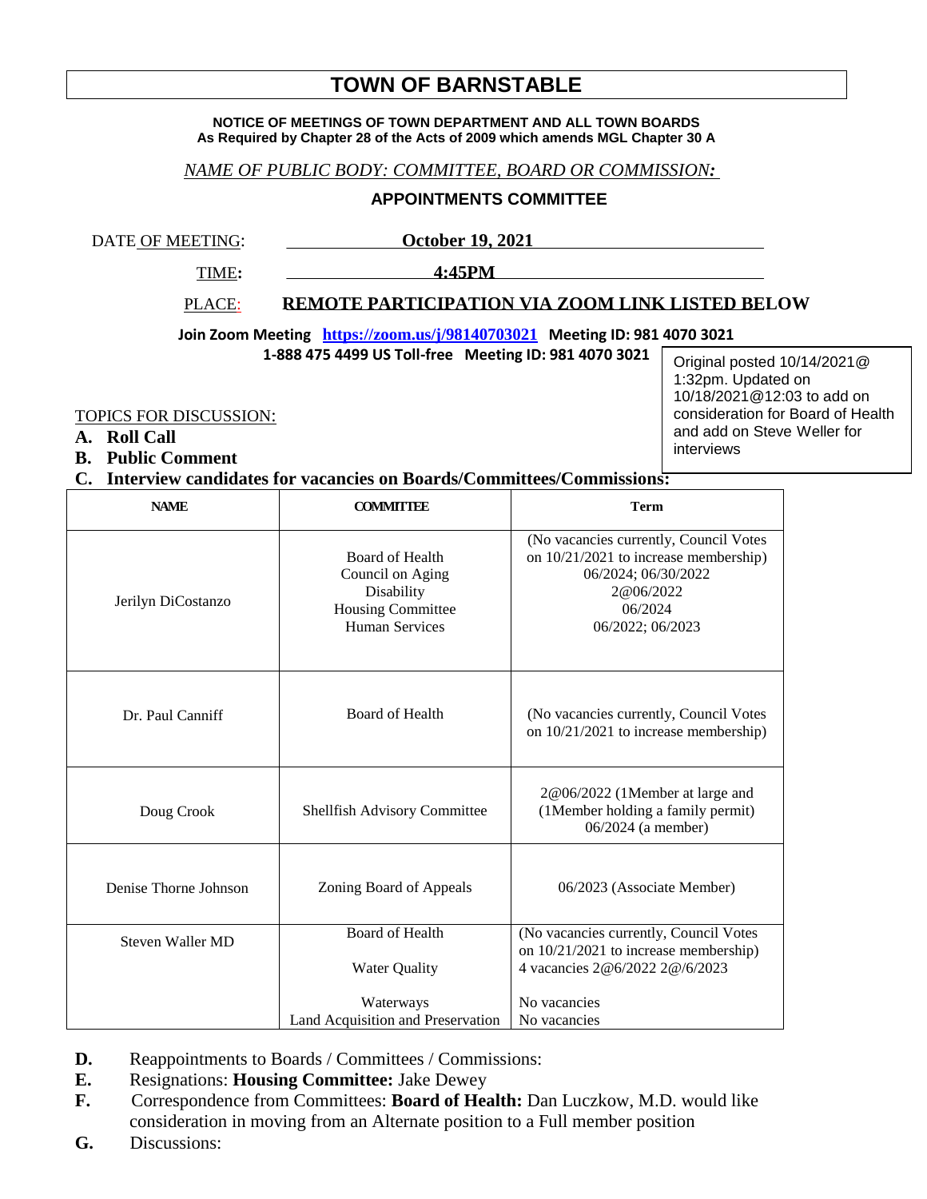# TOWN OF BARNSTABLE

**NOTICE OF MEETINGS OF TOWN DEPARTMENT AND ALL TOWN BOARDS**
**As Required by Chapter 28 of the Acts of 2009 which amends MGL Chapter 30 A**

*NAME OF PUBLIC BODY: COMMITTEE, BOARD OR COMMISSION:*

**APPOINTMENTS COMMITTEE**

DATE OF MEETING: **October 19, 2021**

TIME: **4:45PM**

PLACE: **REMOTE PARTICIPATION VIA ZOOM LINK LISTED BELOW**

**Join Zoom Meeting https://zoom.us/j/98140703021 Meeting ID: 981 4070 3021**
**1-888 475 4499 US Toll-free Meeting ID: 981 4070 3021**

Original posted 10/14/2021@ 1:32pm. Updated on 10/18/2021@12:03 to add on consideration for Board of Health and add on Steve Weller for interviews

TOPICS FOR DISCUSSION:

**A. Roll Call**

**B. Public Comment**

**C. Interview candidates for vacancies on Boards/Committees/Commissions:**

| NAME | COMMITTEE | Term |
|---|---|---|
| Jerilyn DiCostanzo | Board of Health<br>Council on Aging<br>Disability<br>Housing Committee<br>Human Services | (No vacancies currently, Council Votes on 10/21/2021 to increase membership)<br>06/2024; 06/30/2022<br>2@06/2022<br>06/2024<br>06/2022; 06/2023 |
| Dr. Paul Canniff | Board of Health | (No vacancies currently, Council Votes on 10/21/2021 to increase membership) |
| Doug Crook | Shellfish Advisory Committee | 2@06/2022 (1Member at large and (1Member holding a family permit) 06/2024 (a member) |
| Denise Thorne Johnson | Zoning Board of Appeals | 06/2023 (Associate Member) |
| Steven Waller MD | Board of Health<br>Water Quality<br>Waterways<br>Land Acquisition and Preservation | (No vacancies currently, Council Votes on 10/21/2021 to increase membership)<br>4 vacancies 2@6/2022 2@/6/2023<br>No vacancies<br>No vacancies |

**D.** Reappointments to Boards / Committees / Commissions:

**E.** Resignations: **Housing Committee:** Jake Dewey

**F.** Correspondence from Committees: **Board of Health:** Dan Luczkow, M.D. would like consideration in moving from an Alternate position to a Full member position

**G.** Discussions: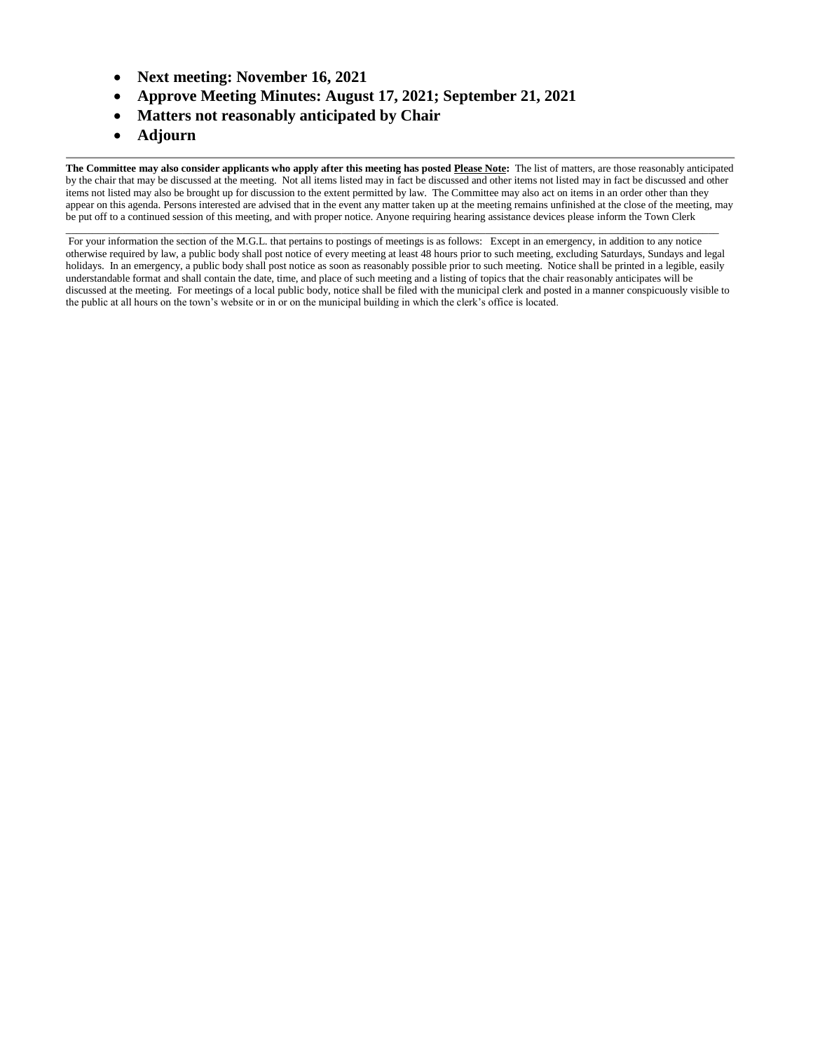- **Next meeting: November 16, 2021**
- **Approve Meeting Minutes: August 17, 2021; September 21, 2021**
- **Matters not reasonably anticipated by Chair**
- **Adjourn**

---

**The Committee may also consider applicants who apply after this meeting has posted** **Please Note:** The list of matters, are those reasonably anticipated by the chair that may be discussed at the meeting. Not all items listed may in fact be discussed and other items not listed may in fact be discussed and other items not listed may also be brought up for discussion to the extent permitted by law. The Committee may also act on items in an order other than they appear on this agenda. Persons interested are advised that in the event any matter taken up at the meeting remains unfinished at the close of the meeting, may be put off to a continued session of this meeting, and with proper notice. Anyone requiring hearing assistance devices please inform the Town Clerk

---

For your information the section of the M.G.L. that pertains to postings of meetings is as follows: Except in an emergency, in addition to any notice otherwise required by law, a public body shall post notice of every meeting at least 48 hours prior to such meeting, excluding Saturdays, Sundays and legal holidays. In an emergency, a public body shall post notice as soon as reasonably possible prior to such meeting. Notice shall be printed in a legible, easily understandable format and shall contain the date, time, and place of such meeting and a listing of topics that the chair reasonably anticipates will be discussed at the meeting. For meetings of a local public body, notice shall be filed with the municipal clerk and posted in a manner conspicuously visible to the public at all hours on the town's website or in or on the municipal building in which the clerk's office is located.